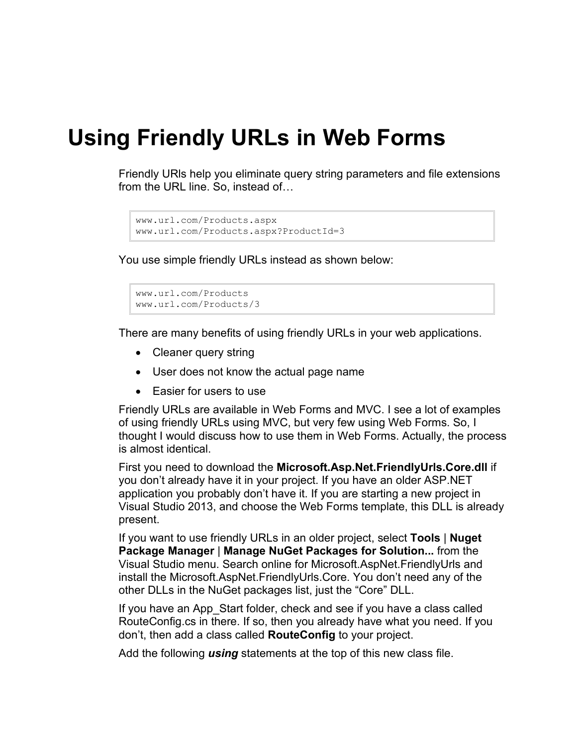# Using Friendly URLs in Web Forms

Friendly URls help you eliminate query string parameters and file extensions from the URL line. So, instead of…

```
www.url.com/Products.aspx
www.url.com/Products.aspx?ProductId=3
```

You use simple friendly URLs instead as shown below:

```
www.url.com/Products
www.url.com/Products/3
```

There are many benefits of using friendly URLs in your web applications.

- Cleaner query string
- User does not know the actual page name
- Easier for users to use

Friendly URLs are available in Web Forms and MVC. I see a lot of examples of using friendly URLs using MVC, but very few using Web Forms. So, I thought I would discuss how to use them in Web Forms. Actually, the process is almost identical.

First you need to download the **Microsoft.Asp.Net.FriendlyUrls.Core.dll** if you don't already have it in your project. If you have an older ASP.NET application you probably don't have it. If you are starting a new project in Visual Studio 2013, and choose the Web Forms template, this DLL is already present.

If you want to use friendly URLs in an older project, select **Tools** | **Nuget Package Manager** | **Manage NuGet Packages for Solution...** from the Visual Studio menu. Search online for Microsoft.AspNet.FriendlyUrls and install the Microsoft.AspNet.FriendlyUrls.Core. You don't need any of the other DLLs in the NuGet packages list, just the "Core" DLL.

If you have an App_Start folder, check and see if you have a class called RouteConfig.cs in there. If so, then you already have what you need. If you don't, then add a class called **RouteConfig** to your project.

Add the following ***using*** statements at the top of this new class file.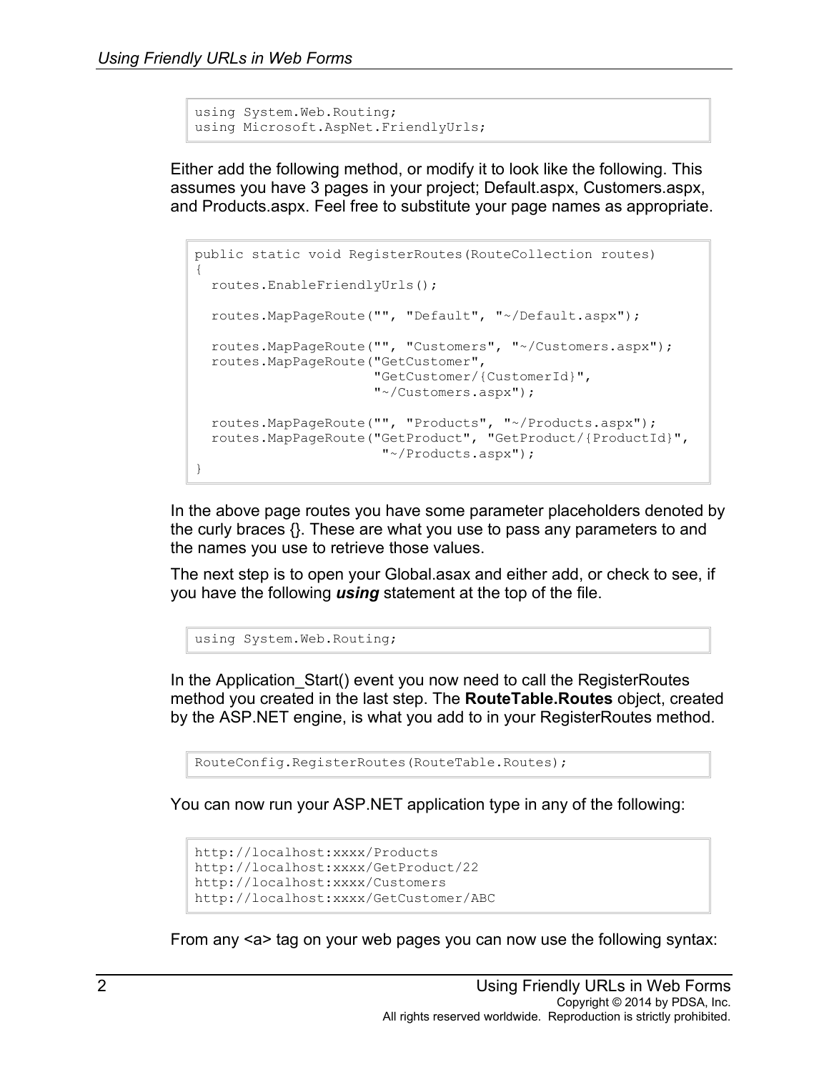```
using System.Web.Routing;
using Microsoft.AspNet.FriendlyUrls;
```

Either add the following method, or modify it to look like the following. This assumes you have 3 pages in your project; Default.aspx, Customers.aspx, and Products.aspx. Feel free to substitute your page names as appropriate.

```
public static void RegisterRoutes(RouteCollection routes)
{
  routes.EnableFriendlyUrls();

  routes.MapPageRoute("", "Default", "~/Default.aspx");

  routes.MapPageRoute("", "Customers", "~/Customers.aspx");
  routes.MapPageRoute("GetCustomer",
                      "GetCustomer/{CustomerId}",
                      "~/Customers.aspx");

  routes.MapPageRoute("", "Products", "~/Products.aspx");
  routes.MapPageRoute("GetProduct", "GetProduct/{ProductId}",
                       "~/Products.aspx");
}
```

In the above page routes you have some parameter placeholders denoted by the curly braces {}. These are what you use to pass any parameters to and the names you use to retrieve those values.

The next step is to open your Global.asax and either add, or check to see, if you have the following ***using*** statement at the top of the file.

```
using System.Web.Routing;
```

In the Application_Start() event you now need to call the RegisterRoutes method you created in the last step. The **RouteTable.Routes** object, created by the ASP.NET engine, is what you add to in your RegisterRoutes method.

```
RouteConfig.RegisterRoutes(RouteTable.Routes);
```

You can now run your ASP.NET application type in any of the following:

```
http://localhost:xxxx/Products
http://localhost:xxxx/GetProduct/22
http://localhost:xxxx/Customers
http://localhost:xxxx/GetCustomer/ABC
```

From any <a> tag on your web pages you can now use the following syntax: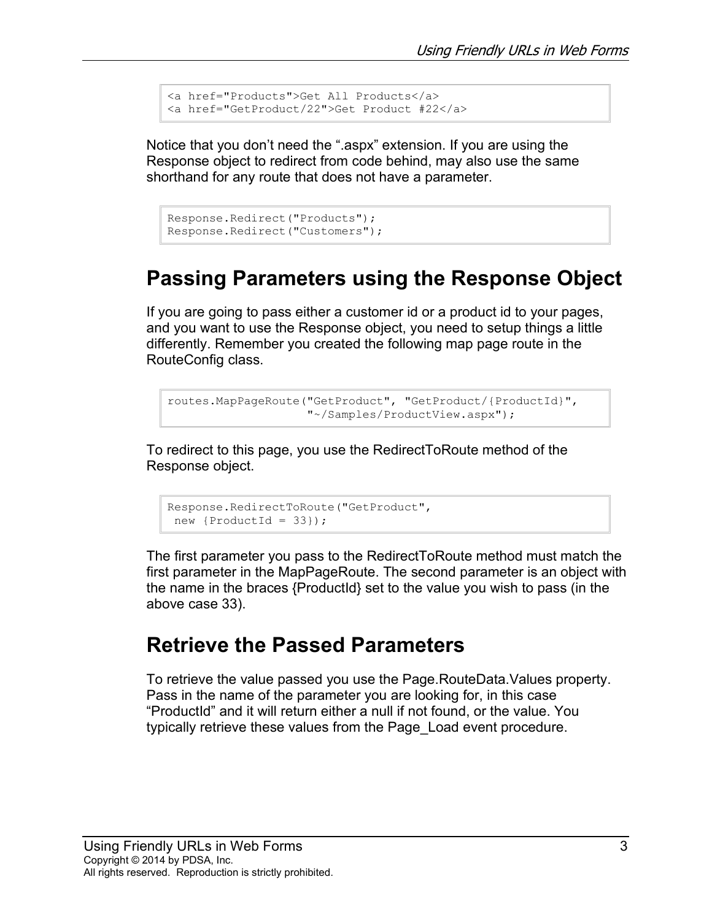```
<a href="Products">Get All Products</a>
<a href="GetProduct/22">Get Product #22</a>
```

Notice that you don't need the ".aspx" extension. If you are using the Response object to redirect from code behind, may also use the same shorthand for any route that does not have a parameter.

```
Response.Redirect("Products");
Response.Redirect("Customers");
```

## Passing Parameters using the Response Object

If you are going to pass either a customer id or a product id to your pages, and you want to use the Response object, you need to setup things a little differently. Remember you created the following map page route in the RouteConfig class.

```
routes.MapPageRoute("GetProduct", "GetProduct/{ProductId}",
                    "~/Samples/ProductView.aspx");
```

To redirect to this page, you use the RedirectToRoute method of the Response object.

```
Response.RedirectToRoute("GetProduct",
 new {ProductId = 33});
```

The first parameter you pass to the RedirectToRoute method must match the first parameter in the MapPageRoute. The second parameter is an object with the name in the braces {ProductId} set to the value you wish to pass (in the above case 33).

## Retrieve the Passed Parameters

To retrieve the value passed you use the Page.RouteData.Values property. Pass in the name of the parameter you are looking for, in this case "ProductId" and it will return either a null if not found, or the value. You typically retrieve these values from the Page_Load event procedure.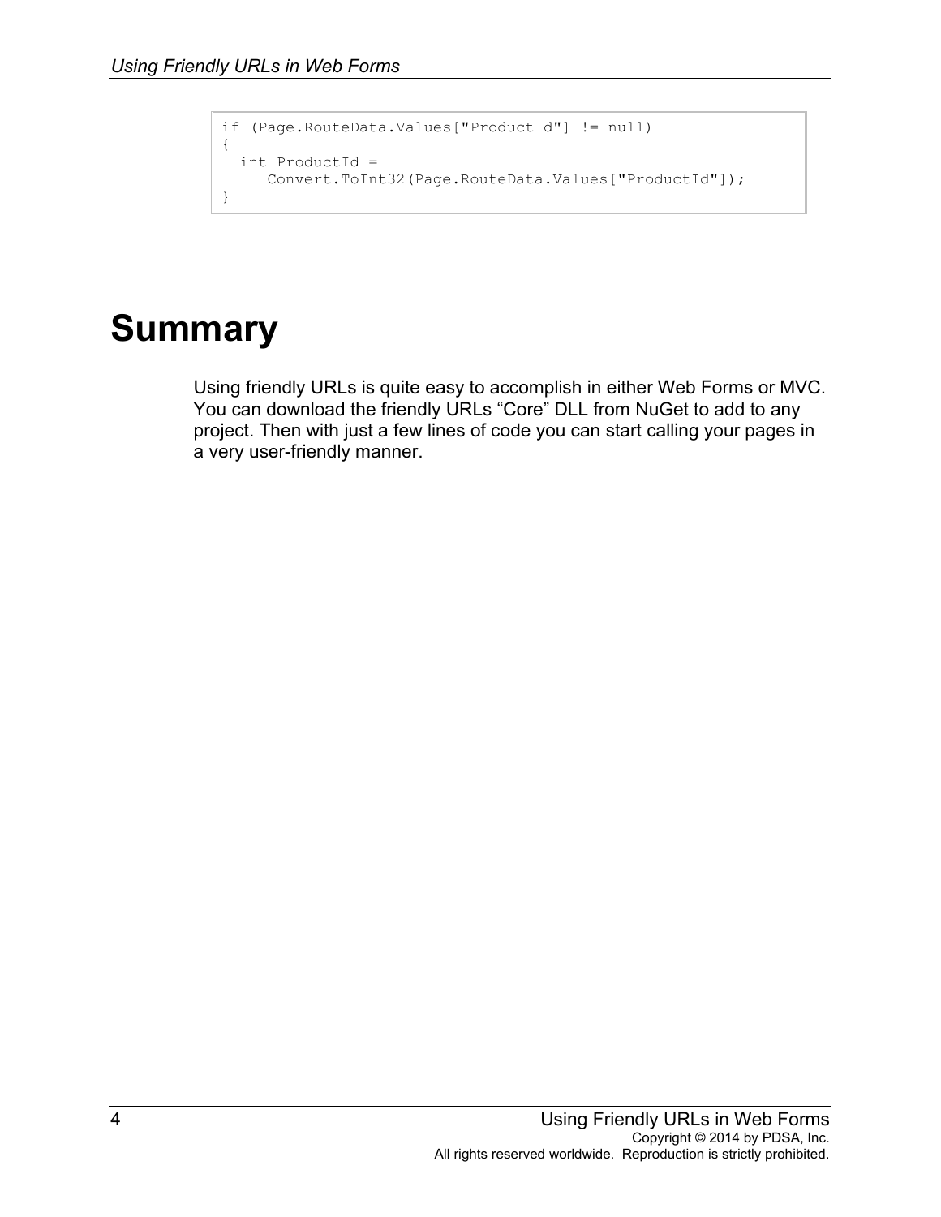```
if (Page.RouteData.Values["ProductId"] != null)
{
  int ProductId =
     Convert.ToInt32(Page.RouteData.Values["ProductId"]);
}
```

# Summary

Using friendly URLs is quite easy to accomplish in either Web Forms or MVC. You can download the friendly URLs “Core” DLL from NuGet to add to any project. Then with just a few lines of code you can start calling your pages in a very user-friendly manner.